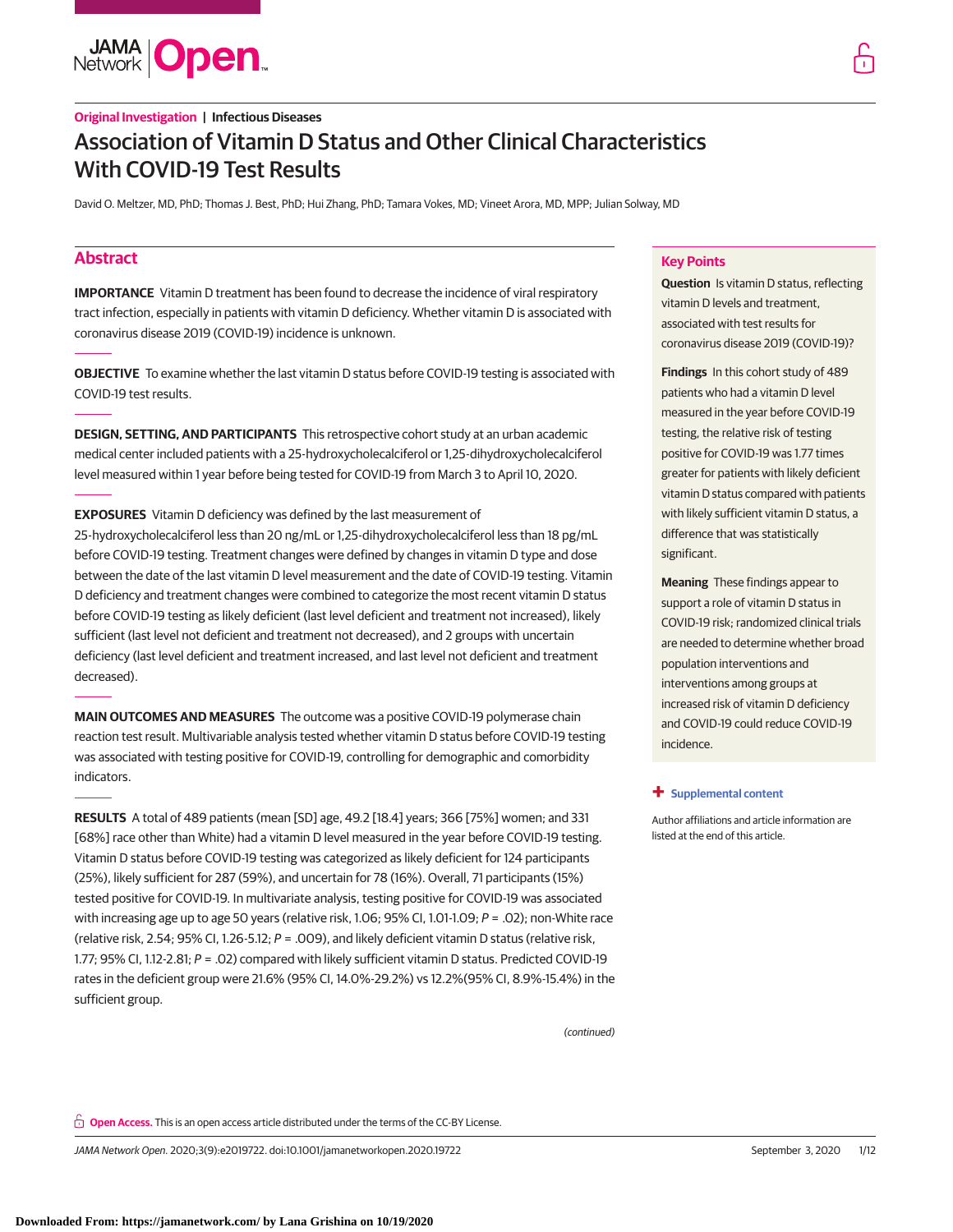**Original Investigation | Infectious Diseases**

# Association of Vitamin D Status and Other Clinical Characteristics With COVID-19 Test Results

David O. Meltzer, MD, PhD; Thomas J. Best, PhD; Hui Zhang, PhD; Tamara Vokes, MD; Vineet Arora, MD, MPP; Julian Solway, MD

## Abstract

**IMPORTANCE** Vitamin D treatment has been found to decrease the incidence of viral respiratory tract infection, especially in patients with vitamin D deficiency. Whether vitamin D is associated with coronavirus disease 2019 (COVID-19) incidence is unknown.

**OBJECTIVE** To examine whether the last vitamin D status before COVID-19 testing is associated with COVID-19 test results.

**DESIGN, SETTING, AND PARTICIPANTS** This retrospective cohort study at an urban academic medical center included patients with a 25-hydroxycholecalciferol or 1,25-dihydroxycholecalciferol level measured within 1 year before being tested for COVID-19 from March 3 to April 10, 2020.

**EXPOSURES** Vitamin D deficiency was defined by the last measurement of 25-hydroxycholecalciferol less than 20 ng/mL or 1,25-dihydroxycholecalciferol less than 18 pg/mL before COVID-19 testing. Treatment changes were defined by changes in vitamin D type and dose between the date of the last vitamin D level measurement and the date of COVID-19 testing. Vitamin D deficiency and treatment changes were combined to categorize the most recent vitamin D status before COVID-19 testing as likely deficient (last level deficient and treatment not increased), likely sufficient (last level not deficient and treatment not decreased), and 2 groups with uncertain deficiency (last level deficient and treatment increased, and last level not deficient and treatment decreased).

**MAIN OUTCOMES AND MEASURES** The outcome was a positive COVID-19 polymerase chain reaction test result. Multivariable analysis tested whether vitamin D status before COVID-19 testing was associated with testing positive for COVID-19, controlling for demographic and comorbidity indicators.

**RESULTS** A total of 489 patients (mean [SD] age, 49.2 [18.4] years; 366 [75%] women; and 331 [68%] race other than White) had a vitamin D level measured in the year before COVID-19 testing. Vitamin D status before COVID-19 testing was categorized as likely deficient for 124 participants (25%), likely sufficient for 287 (59%), and uncertain for 78 (16%). Overall, 71 participants (15%) tested positive for COVID-19. In multivariate analysis, testing positive for COVID-19 was associated with increasing age up to age 50 years (relative risk, 1.06; 95% CI, 1.01-1.09; $P = .02$); non-White race (relative risk, 2.54; 95% CI, 1.26-5.12; $P = .009$), and likely deficient vitamin D status (relative risk, 1.77; 95% CI, 1.12-2.81; $P = .02$) compared with likely sufficient vitamin D status. Predicted COVID-19 rates in the deficient group were 21.6% (95% CI, 14.0%-29.2%) vs 12.2%(95% CI, 8.9%-15.4%) in the sufficient group.

*(continued)*

## Key Points

**Question** Is vitamin D status, reflecting vitamin D levels and treatment, associated with test results for coronavirus disease 2019 (COVID-19)?

**Findings** In this cohort study of 489 patients who had a vitamin D level measured in the year before COVID-19 testing, the relative risk of testing positive for COVID-19 was 1.77 times greater for patients with likely deficient vitamin D status compared with patients with likely sufficient vitamin D status, a difference that was statistically significant.

**Meaning** These findings appear to support a role of vitamin D status in COVID-19 risk; randomized clinical trials are needed to determine whether broad population interventions and interventions among groups at increased risk of vitamin D deficiency and COVID-19 could reduce COVID-19 incidence.

**+ Supplemental content**

Author affiliations and article information are listed at the end of this article.

**Open Access.** This is an open access article distributed under the terms of the CC-BY License.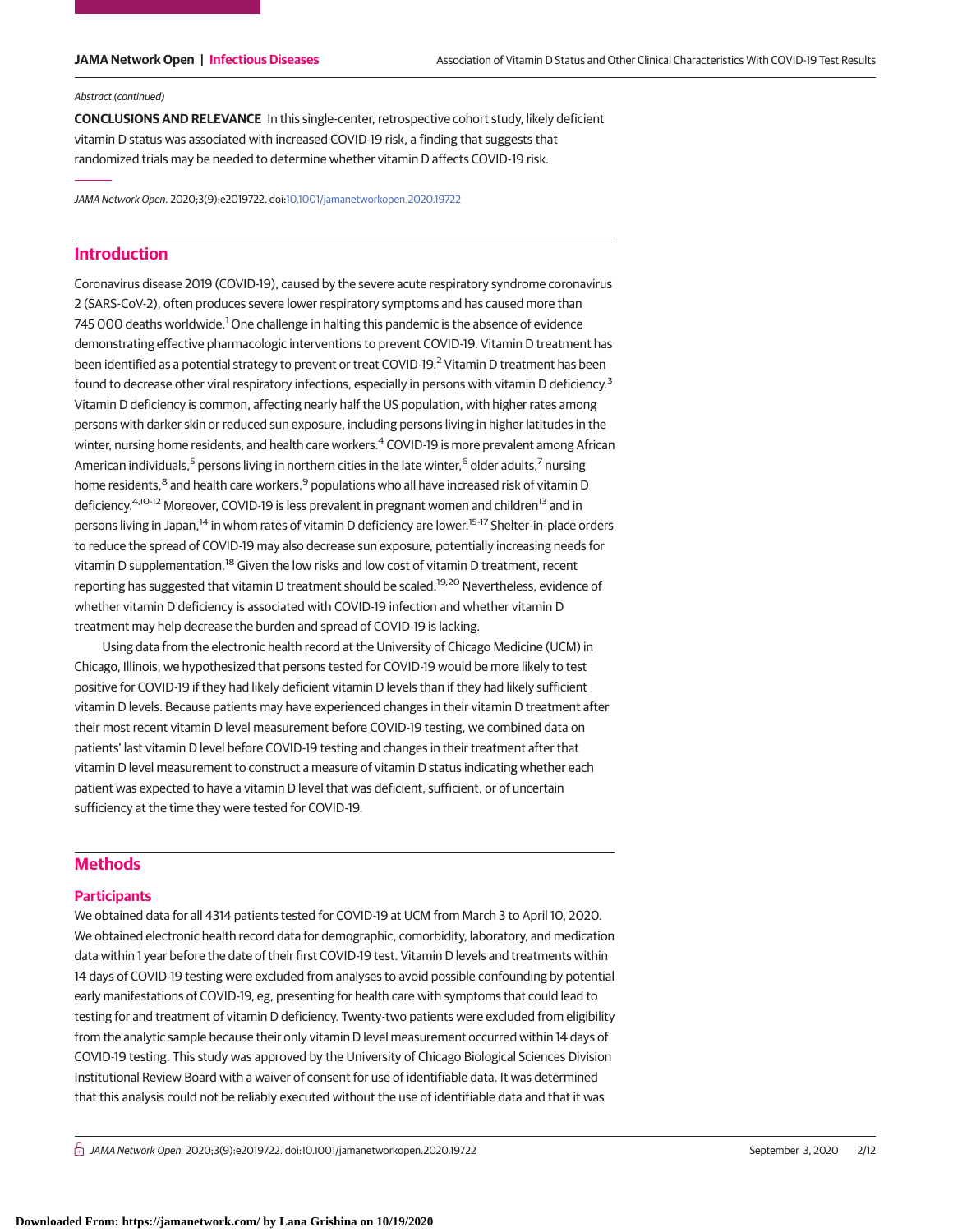Abstract (continued)

**CONCLUSIONS AND RELEVANCE** In this single-center, retrospective cohort study, likely deficient vitamin D status was associated with increased COVID-19 risk, a finding that suggests that randomized trials may be needed to determine whether vitamin D affects COVID-19 risk.

*JAMA Network Open*. 2020;3(9):e2019722. doi:10.1001/jamanetworkopen.2020.19722

## Introduction

Coronavirus disease 2019 (COVID-19), caused by the severe acute respiratory syndrome coronavirus 2 (SARS-CoV-2), often produces severe lower respiratory symptoms and has caused more than 745 000 deaths worldwide.[1] One challenge in halting this pandemic is the absence of evidence demonstrating effective pharmacologic interventions to prevent COVID-19. Vitamin D treatment has been identified as a potential strategy to prevent or treat COVID-19.[2] Vitamin D treatment has been found to decrease other viral respiratory infections, especially in persons with vitamin D deficiency.[3] Vitamin D deficiency is common, affecting nearly half the US population, with higher rates among persons with darker skin or reduced sun exposure, including persons living in higher latitudes in the winter, nursing home residents, and health care workers.[4] COVID-19 is more prevalent among African American individuals,[5] persons living in northern cities in the late winter,[6] older adults,[7] nursing home residents,[8] and health care workers,[9] populations who all have increased risk of vitamin D deficiency.[4,10-12] Moreover, COVID-19 is less prevalent in pregnant women and children[13] and in persons living in Japan,[14] in whom rates of vitamin D deficiency are lower.[15-17] Shelter-in-place orders to reduce the spread of COVID-19 may also decrease sun exposure, potentially increasing needs for vitamin D supplementation.[18] Given the low risks and low cost of vitamin D treatment, recent reporting has suggested that vitamin D treatment should be scaled.[19,20] Nevertheless, evidence of whether vitamin D deficiency is associated with COVID-19 infection and whether vitamin D treatment may help decrease the burden and spread of COVID-19 is lacking.

Using data from the electronic health record at the University of Chicago Medicine (UCM) in Chicago, Illinois, we hypothesized that persons tested for COVID-19 would be more likely to test positive for COVID-19 if they had likely deficient vitamin D levels than if they had likely sufficient vitamin D levels. Because patients may have experienced changes in their vitamin D treatment after their most recent vitamin D level measurement before COVID-19 testing, we combined data on patients' last vitamin D level before COVID-19 testing and changes in their treatment after that vitamin D level measurement to construct a measure of vitamin D status indicating whether each patient was expected to have a vitamin D level that was deficient, sufficient, or of uncertain sufficiency at the time they were tested for COVID-19.

## Methods

### Participants

We obtained data for all 4314 patients tested for COVID-19 at UCM from March 3 to April 10, 2020. We obtained electronic health record data for demographic, comorbidity, laboratory, and medication data within 1 year before the date of their first COVID-19 test. Vitamin D levels and treatments within 14 days of COVID-19 testing were excluded from analyses to avoid possible confounding by potential early manifestations of COVID-19, eg, presenting for health care with symptoms that could lead to testing for and treatment of vitamin D deficiency. Twenty-two patients were excluded from eligibility from the analytic sample because their only vitamin D level measurement occurred within 14 days of COVID-19 testing. This study was approved by the University of Chicago Biological Sciences Division Institutional Review Board with a waiver of consent for use of identifiable data. It was determined that this analysis could not be reliably executed without the use of identifiable data and that it was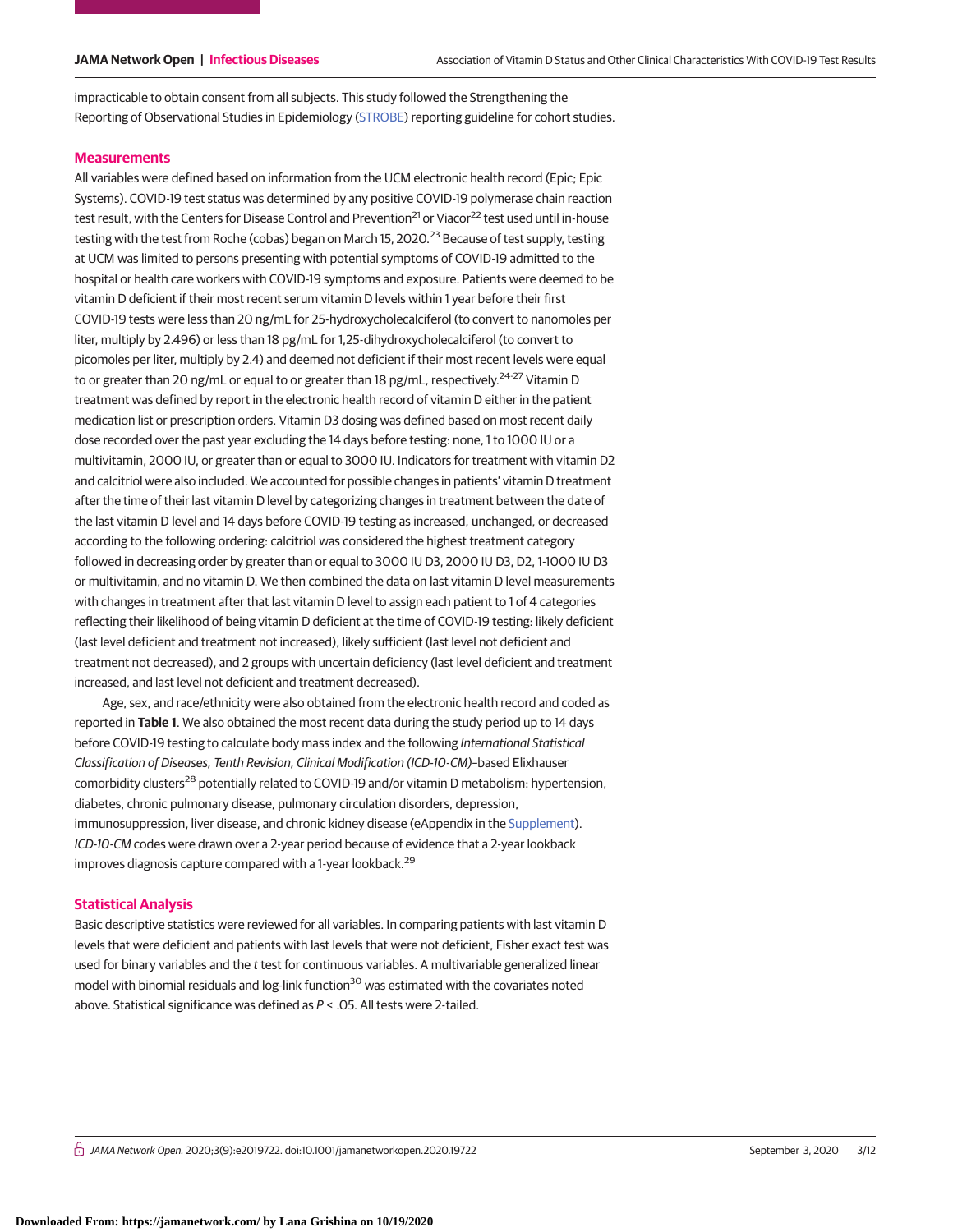impracticable to obtain consent from all subjects. This study followed the Strengthening the Reporting of Observational Studies in Epidemiology (STROBE) reporting guideline for cohort studies.

## Measurements

All variables were defined based on information from the UCM electronic health record (Epic; Epic Systems). COVID-19 test status was determined by any positive COVID-19 polymerase chain reaction test result, with the Centers for Disease Control and Prevention[21] or Viacor[22] test used until in-house testing with the test from Roche (cobas) began on March 15, 2020.[23] Because of test supply, testing at UCM was limited to persons presenting with potential symptoms of COVID-19 admitted to the hospital or health care workers with COVID-19 symptoms and exposure. Patients were deemed to be vitamin D deficient if their most recent serum vitamin D levels within 1 year before their first COVID-19 tests were less than 20 ng/mL for 25-hydroxycholecalciferol (to convert to nanomoles per liter, multiply by 2.496) or less than 18 pg/mL for 1,25-dihydroxycholecalciferol (to convert to picomoles per liter, multiply by 2.4) and deemed not deficient if their most recent levels were equal to or greater than 20 ng/mL or equal to or greater than 18 pg/mL, respectively.[24-27] Vitamin D treatment was defined by report in the electronic health record of vitamin D either in the patient medication list or prescription orders. Vitamin D3 dosing was defined based on most recent daily dose recorded over the past year excluding the 14 days before testing: none, 1 to 1000 IU or a multivitamin, 2000 IU, or greater than or equal to 3000 IU. Indicators for treatment with vitamin D2 and calcitriol were also included. We accounted for possible changes in patients' vitamin D treatment after the time of their last vitamin D level by categorizing changes in treatment between the date of the last vitamin D level and 14 days before COVID-19 testing as increased, unchanged, or decreased according to the following ordering: calcitriol was considered the highest treatment category followed in decreasing order by greater than or equal to 3000 IU D3, 2000 IU D3, D2, 1-1000 IU D3 or multivitamin, and no vitamin D. We then combined the data on last vitamin D level measurements with changes in treatment after that last vitamin D level to assign each patient to 1 of 4 categories reflecting their likelihood of being vitamin D deficient at the time of COVID-19 testing: likely deficient (last level deficient and treatment not increased), likely sufficient (last level not deficient and treatment not decreased), and 2 groups with uncertain deficiency (last level deficient and treatment increased, and last level not deficient and treatment decreased).

Age, sex, and race/ethnicity were also obtained from the electronic health record and coded as reported in **Table 1**. We also obtained the most recent data during the study period up to 14 days before COVID-19 testing to calculate body mass index and the following *International Statistical Classification of Diseases, Tenth Revision, Clinical Modification (ICD-10-CM)*–based Elixhauser comorbidity clusters[28] potentially related to COVID-19 and/or vitamin D metabolism: hypertension, diabetes, chronic pulmonary disease, pulmonary circulation disorders, depression, immunosuppression, liver disease, and chronic kidney disease (eAppendix in the Supplement). *ICD-10-CM* codes were drawn over a 2-year period because of evidence that a 2-year lookback improves diagnosis capture compared with a 1-year lookback.[29]

## Statistical Analysis

Basic descriptive statistics were reviewed for all variables. In comparing patients with last vitamin D levels that were deficient and patients with last levels that were not deficient, Fisher exact test was used for binary variables and the *t* test for continuous variables. A multivariable generalized linear model with binomial residuals and log-link function[30] was estimated with the covariates noted above. Statistical significance was defined as $P < .05$. All tests were 2-tailed.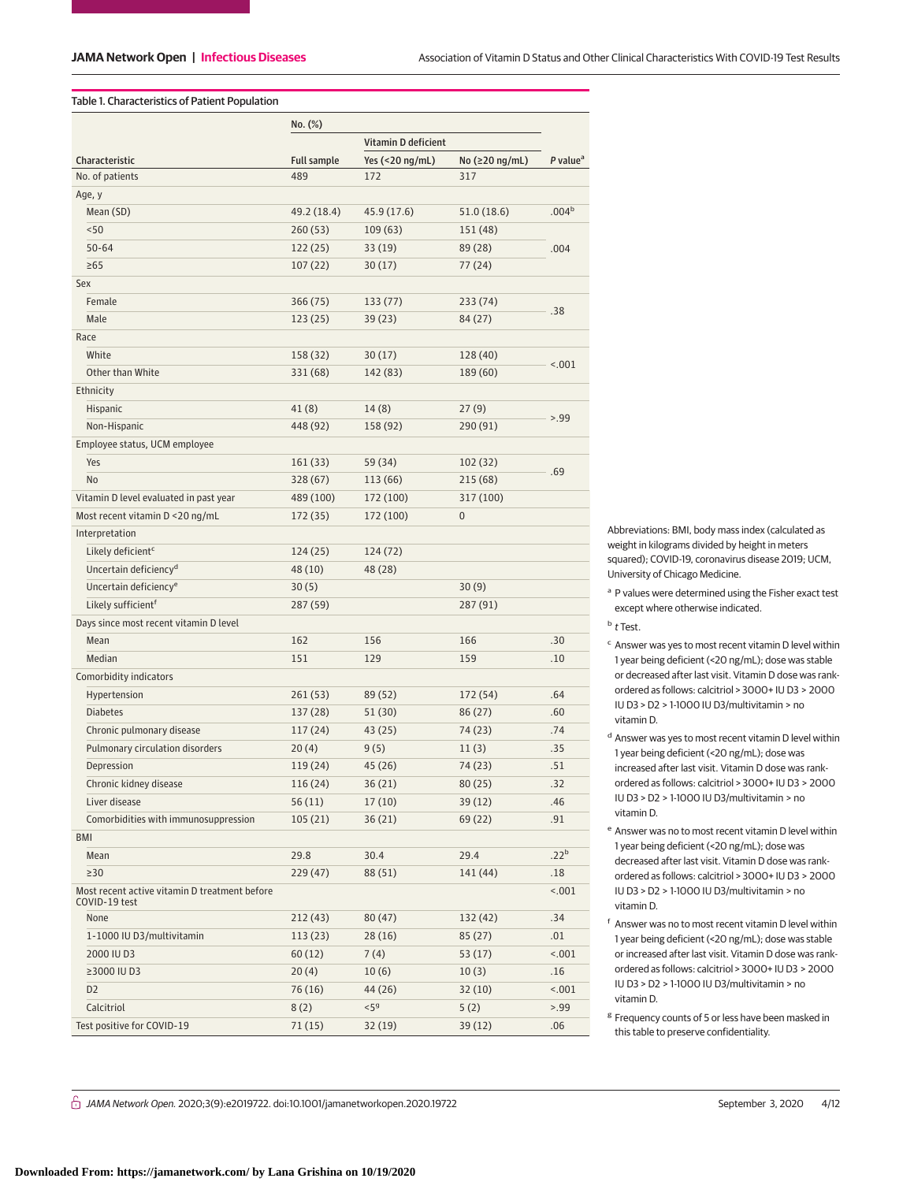Table 1. Characteristics of Patient Population

| Characteristic | No. (%) | | | P value[a] |
|---|---|---|---|---|
| | | Vitamin D deficient | | |
| | Full sample | Yes (<20 ng/mL) | No (≥20 ng/mL) | |
| No. of patients | 489 | 172 | 317 | |
| Age, y | | | | |
| Mean (SD) | 49.2 (18.4) | 45.9 (17.6) | 51.0 (18.6) | .004[b] |
| <50 | 260 (53) | 109 (63) | 151 (48) | .004 |
| 50-64 | 122 (25) | 33 (19) | 89 (28) | |
| ≥65 | 107 (22) | 30 (17) | 77 (24) | |
| Sex | | | | |
| Female | 366 (75) | 133 (77) | 233 (74) | .38 |
| Male | 123 (25) | 39 (23) | 84 (27) | |
| Race | | | | |
| White | 158 (32) | 30 (17) | 128 (40) | <.001 |
| Other than White | 331 (68) | 142 (83) | 189 (60) | |
| Ethnicity | | | | |
| Hispanic | 41 (8) | 14 (8) | 27 (9) | >.99 |
| Non-Hispanic | 448 (92) | 158 (92) | 290 (91) | |
| Employee status, UCM employee | | | | |
| Yes | 161 (33) | 59 (34) | 102 (32) | .69 |
| No | 328 (67) | 113 (66) | 215 (68) | |
| Vitamin D level evaluated in past year | 489 (100) | 172 (100) | 317 (100) | |
| Most recent vitamin D <20 ng/mL | 172 (35) | 172 (100) | 0 | |
| Interpretation | | | | |
| Likely deficient[c] | 124 (25) | 124 (72) | | |
| Uncertain deficiency[d] | 48 (10) | 48 (28) | | |
| Uncertain deficiency[e] | 30 (5) | | 30 (9) | |
| Likely sufficient[f] | 287 (59) | | 287 (91) | |
| Days since most recent vitamin D level | | | | |
| Mean | 162 | 156 | 166 | .30 |
| Median | 151 | 129 | 159 | .10 |
| Comorbidity indicators | | | | |
| Hypertension | 261 (53) | 89 (52) | 172 (54) | .64 |
| Diabetes | 137 (28) | 51 (30) | 86 (27) | .60 |
| Chronic pulmonary disease | 117 (24) | 43 (25) | 74 (23) | .74 |
| Pulmonary circulation disorders | 20 (4) | 9 (5) | 11 (3) | .35 |
| Depression | 119 (24) | 45 (26) | 74 (23) | .51 |
| Chronic kidney disease | 116 (24) | 36 (21) | 80 (25) | .32 |
| Liver disease | 56 (11) | 17 (10) | 39 (12) | .46 |
| Comorbidities with immunosuppression | 105 (21) | 36 (21) | 69 (22) | .91 |
| BMI | | | | |
| Mean | 29.8 | 30.4 | 29.4 | .22[b] |
| ≥30 | 229 (47) | 88 (51) | 141 (44) | .18 |
| Most recent active vitamin D treatment before COVID-19 test | | | | <.001 |
| None | 212 (43) | 80 (47) | 132 (42) | .34 |
| 1-1000 IU D3/multivitamin | 113 (23) | 28 (16) | 85 (27) | .01 |
| 2000 IU D3 | 60 (12) | 7 (4) | 53 (17) | <.001 |
| ≥3000 IU D3 | 20 (4) | 10 (6) | 10 (3) | .16 |
| D2 | 76 (16) | 44 (26) | 32 (10) | <.001 |
| Calcitriol | 8 (2) | <5[g] | 5 (2) | >.99 |
| Test positive for COVID-19 | 71 (15) | 32 (19) | 39 (12) | .06 |

Abbreviations: BMI, body mass index (calculated as weight in kilograms divided by height in meters squared); COVID-19, coronavirus disease 2019; UCM, University of Chicago Medicine.

[a] P values were determined using the Fisher exact test except where otherwise indicated.

[b] *t* Test.

[c] Answer was yes to most recent vitamin D level within 1 year being deficient (<20 ng/mL); dose was stable or decreased after last visit. Vitamin D dose was rank-ordered as follows: calcitriol > 3000+ IU D3 > 2000 IU D3 > D2 > 1-1000 IU D3/multivitamin > no vitamin D.

[d] Answer was yes to most recent vitamin D level within 1 year being deficient (<20 ng/mL); dose was increased after last visit. Vitamin D dose was rank-ordered as follows: calcitriol > 3000+ IU D3 > 2000 IU D3 > D2 > 1-1000 IU D3/multivitamin > no vitamin D.

[e] Answer was no to most recent vitamin D level within 1 year being deficient (<20 ng/mL); dose was decreased after last visit. Vitamin D dose was rank-ordered as follows: calcitriol > 3000+ IU D3 > 2000 IU D3 > D2 > 1-1000 IU D3/multivitamin > no vitamin D.

[f] Answer was no to most recent vitamin D level within 1 year being deficient (<20 ng/mL); dose was stable or increased after last visit. Vitamin D dose was rank-ordered as follows: calcitriol > 3000+ IU D3 > 2000 IU D3 > D2 > 1-1000 IU D3/multivitamin > no vitamin D.

[g] Frequency counts of 5 or less have been masked in this table to preserve confidentiality.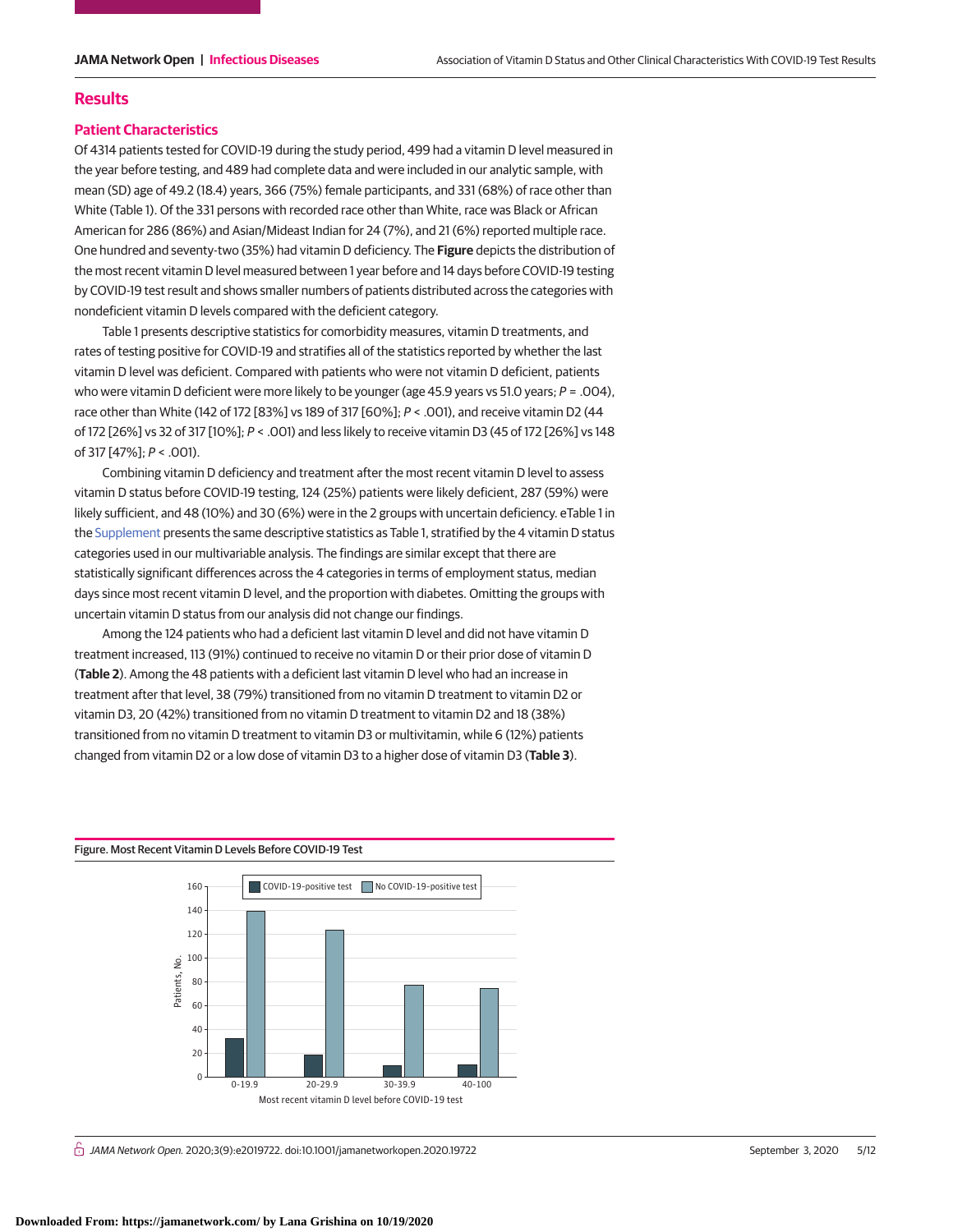## Results

### Patient Characteristics

Of 4314 patients tested for COVID-19 during the study period, 499 had a vitamin D level measured in the year before testing, and 489 had complete data and were included in our analytic sample, with mean (SD) age of 49.2 (18.4) years, 366 (75%) female participants, and 331 (68%) of race other than White (Table 1). Of the 331 persons with recorded race other than White, race was Black or African American for 286 (86%) and Asian/Mideast Indian for 24 (7%), and 21 (6%) reported multiple race. One hundred and seventy-two (35%) had vitamin D deficiency. The **Figure** depicts the distribution of the most recent vitamin D level measured between 1 year before and 14 days before COVID-19 testing by COVID-19 test result and shows smaller numbers of patients distributed across the categories with nondeficient vitamin D levels compared with the deficient category.

Table 1 presents descriptive statistics for comorbidity measures, vitamin D treatments, and rates of testing positive for COVID-19 and stratifies all of the statistics reported by whether the last vitamin D level was deficient. Compared with patients who were not vitamin D deficient, patients who were vitamin D deficient were more likely to be younger (age 45.9 years vs 51.0 years; $P = .004$), race other than White (142 of 172 [83%] vs 189 of 317 [60%]; $P < .001$), and receive vitamin D2 (44 of 172 [26%] vs 32 of 317 [10%]; $P < .001$) and less likely to receive vitamin D3 (45 of 172 [26%] vs 148 of 317 [47%]; $P < .001$).

Combining vitamin D deficiency and treatment after the most recent vitamin D level to assess vitamin D status before COVID-19 testing, 124 (25%) patients were likely deficient, 287 (59%) were likely sufficient, and 48 (10%) and 30 (6%) were in the 2 groups with uncertain deficiency. eTable 1 in the Supplement presents the same descriptive statistics as Table 1, stratified by the 4 vitamin D status categories used in our multivariable analysis. The findings are similar except that there are statistically significant differences across the 4 categories in terms of employment status, median days since most recent vitamin D level, and the proportion with diabetes. Omitting the groups with uncertain vitamin D status from our analysis did not change our findings.

Among the 124 patients who had a deficient last vitamin D level and did not have vitamin D treatment increased, 113 (91%) continued to receive no vitamin D or their prior dose of vitamin D (**Table 2**). Among the 48 patients with a deficient last vitamin D level who had an increase in treatment after that level, 38 (79%) transitioned from no vitamin D treatment to vitamin D2 or vitamin D3, 20 (42%) transitioned from no vitamin D treatment to vitamin D2 and 18 (38%) transitioned from no vitamin D treatment to vitamin D3 or multivitamin, while 6 (12%) patients changed from vitamin D2 or a low dose of vitamin D3 to a higher dose of vitamin D3 (**Table 3**).

Figure. Most Recent Vitamin D Levels Before COVID-19 Test

| Most recent vitamin D level before COVID-19 test | COVID-19–positive test | No COVID-19–positive test |
|---|---|---|
| 0-19.9 | 32 | 140 |
| 20-29.9 | 18 | 124 |
| 30-39.9 | 9 | 77 |
| 40-100 | 10 | 74 |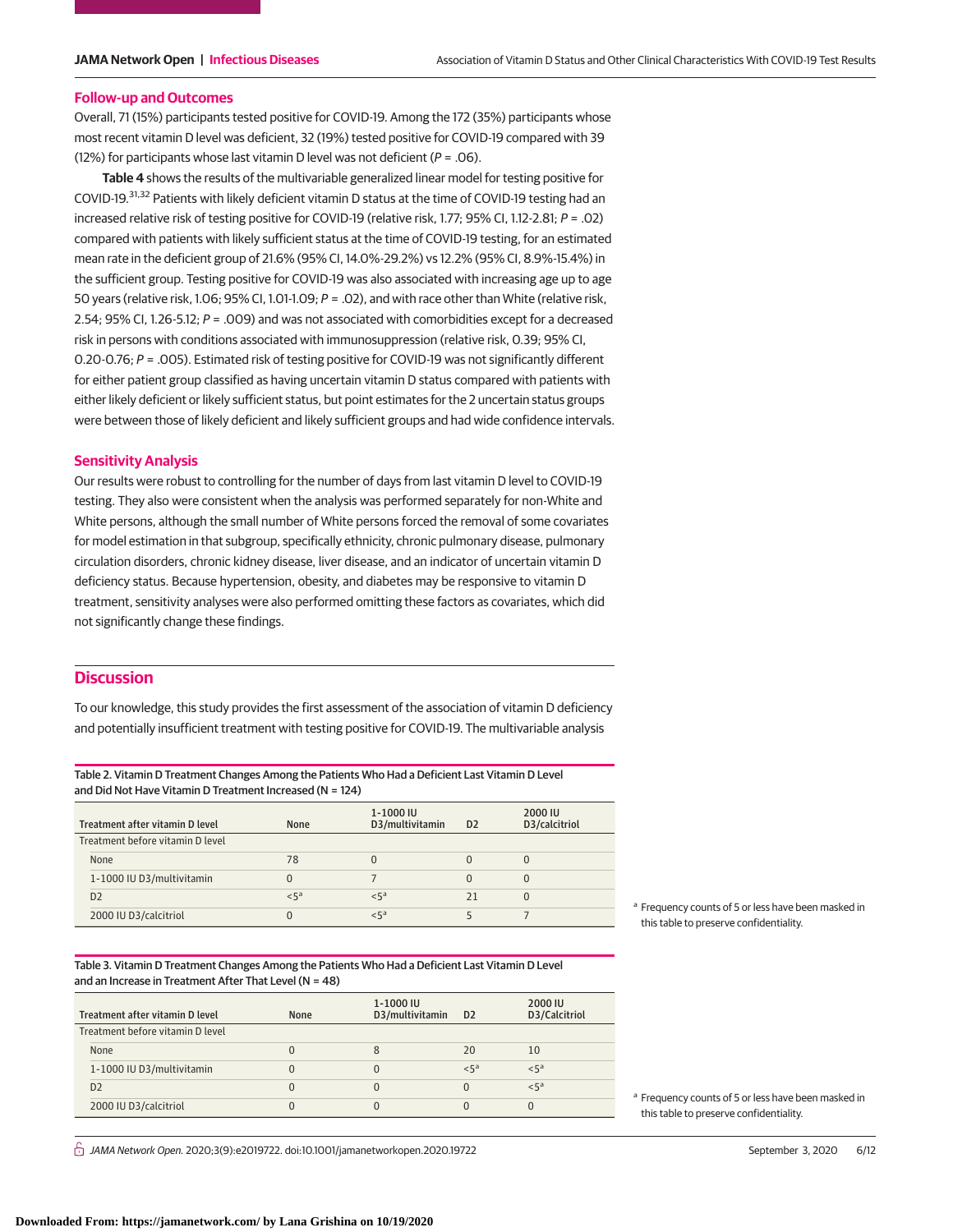## Follow-up and Outcomes

Overall, 71 (15%) participants tested positive for COVID-19. Among the 172 (35%) participants whose most recent vitamin D level was deficient, 32 (19%) tested positive for COVID-19 compared with 39 (12%) for participants whose last vitamin D level was not deficient (*P* = .06).

**Table 4** shows the results of the multivariable generalized linear model for testing positive for COVID-19.[31,32] Patients with likely deficient vitamin D status at the time of COVID-19 testing had an increased relative risk of testing positive for COVID-19 (relative risk, 1.77; 95% CI, 1.12-2.81; *P* = .02) compared with patients with likely sufficient status at the time of COVID-19 testing, for an estimated mean rate in the deficient group of 21.6% (95% CI, 14.0%-29.2%) vs 12.2% (95% CI, 8.9%-15.4%) in the sufficient group. Testing positive for COVID-19 was also associated with increasing age up to age 50 years (relative risk, 1.06; 95% CI, 1.01-1.09; *P* = .02), and with race other than White (relative risk, 2.54; 95% CI, 1.26-5.12; *P* = .009) and was not associated with comorbidities except for a decreased risk in persons with conditions associated with immunosuppression (relative risk, 0.39; 95% CI, 0.20-0.76; *P* = .005). Estimated risk of testing positive for COVID-19 was not significantly different for either patient group classified as having uncertain vitamin D status compared with patients with either likely deficient or likely sufficient status, but point estimates for the 2 uncertain status groups were between those of likely deficient and likely sufficient groups and had wide confidence intervals.

## Sensitivity Analysis

Our results were robust to controlling for the number of days from last vitamin D level to COVID-19 testing. They also were consistent when the analysis was performed separately for non-White and White persons, although the small number of White persons forced the removal of some covariates for model estimation in that subgroup, specifically ethnicity, chronic pulmonary disease, pulmonary circulation disorders, chronic kidney disease, liver disease, and an indicator of uncertain vitamin D deficiency status. Because hypertension, obesity, and diabetes may be responsive to vitamin D treatment, sensitivity analyses were also performed omitting these factors as covariates, which did not significantly change these findings.

# Discussion

To our knowledge, this study provides the first assessment of the association of vitamin D deficiency and potentially insufficient treatment with testing positive for COVID-19. The multivariable analysis

Table 2. Vitamin D Treatment Changes Among the Patients Who Had a Deficient Last Vitamin D Level and Did Not Have Vitamin D Treatment Increased (N = 124)

| Treatment after vitamin D level | None | 1-1000 IU D3/multivitamin | D2 | 2000 IU D3/calcitriol |
|---|---|---|---|---|
| Treatment before vitamin D level | | | | |
| None | 78 | 0 | 0 | 0 |
| 1-1000 IU D3/multivitamin | 0 | 7 | 0 | 0 |
| D2 | <5[a] | <5[a] | 21 | 0 |
| 2000 IU D3/calcitriol | 0 | <5[a] | 5 | 7 |

[a] Frequency counts of 5 or less have been masked in this table to preserve confidentiality.

Table 3. Vitamin D Treatment Changes Among the Patients Who Had a Deficient Last Vitamin D Level and an Increase in Treatment After That Level (N = 48)

| Treatment after vitamin D level | None | 1-1000 IU D3/multivitamin | D2 | 2000 IU D3/Calcitriol |
|---|---|---|---|---|
| Treatment before vitamin D level | | | | |
| None | 0 | 8 | 20 | 10 |
| 1-1000 IU D3/multivitamin | 0 | 0 | <5[a] | <5[a] |
| D2 | 0 | 0 | 0 | <5[a] |
| 2000 IU D3/calcitriol | 0 | 0 | 0 | 0 |

[a] Frequency counts of 5 or less have been masked in this table to preserve confidentiality.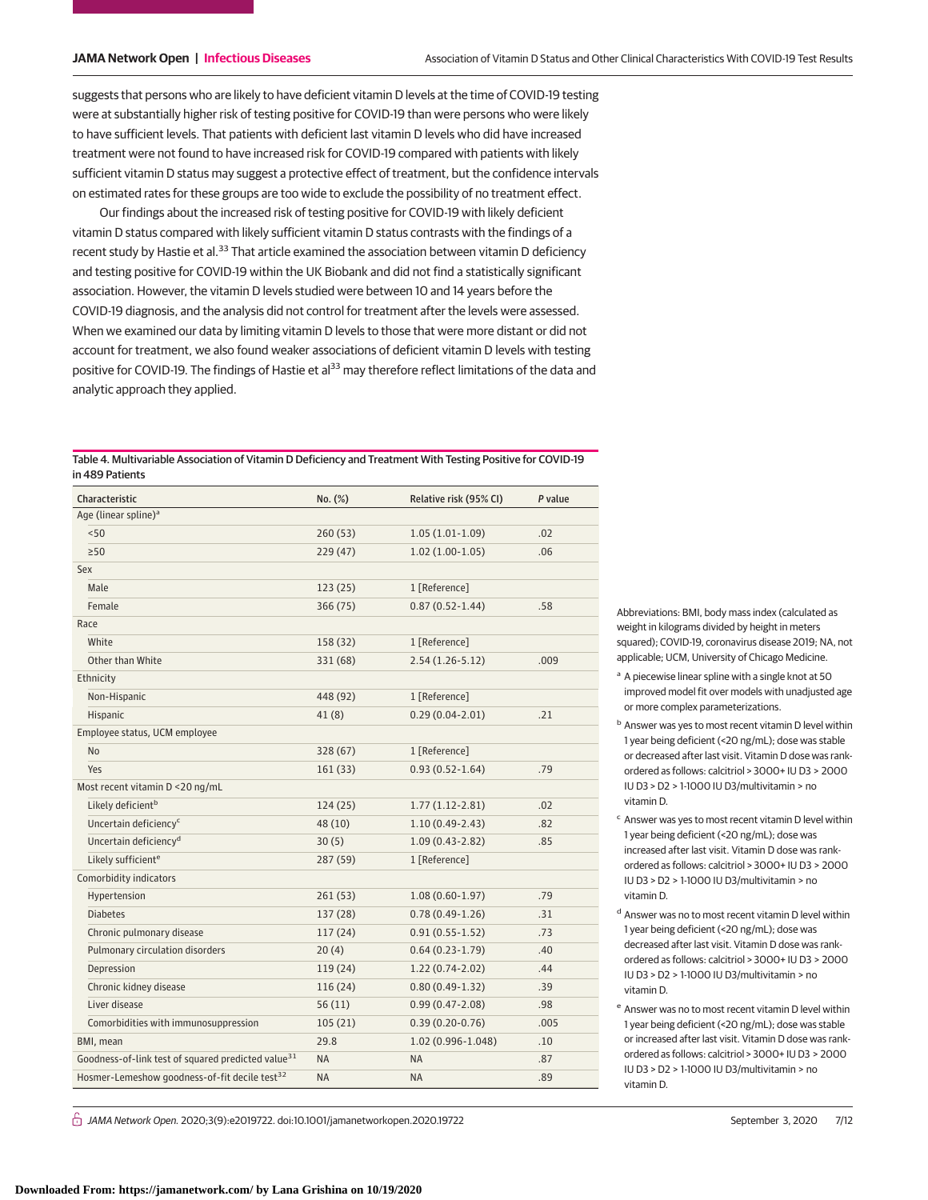suggests that persons who are likely to have deficient vitamin D levels at the time of COVID-19 testing were at substantially higher risk of testing positive for COVID-19 than were persons who were likely to have sufficient levels. That patients with deficient last vitamin D levels who did have increased treatment were not found to have increased risk for COVID-19 compared with patients with likely sufficient vitamin D status may suggest a protective effect of treatment, but the confidence intervals on estimated rates for these groups are too wide to exclude the possibility of no treatment effect.

Our findings about the increased risk of testing positive for COVID-19 with likely deficient vitamin D status compared with likely sufficient vitamin D status contrasts with the findings of a recent study by Hastie et al.[33] That article examined the association between vitamin D deficiency and testing positive for COVID-19 within the UK Biobank and did not find a statistically significant association. However, the vitamin D levels studied were between 10 and 14 years before the COVID-19 diagnosis, and the analysis did not control for treatment after the levels were assessed. When we examined our data by limiting vitamin D levels to those that were more distant or did not account for treatment, we also found weaker associations of deficient vitamin D levels with testing positive for COVID-19. The findings of Hastie et al[33] may therefore reflect limitations of the data and analytic approach they applied.

Table 4. Multivariable Association of Vitamin D Deficiency and Treatment With Testing Positive for COVID-19 in 489 Patients

| Characteristic | No. (%) | Relative risk (95% CI) | *P* value |
|---|---|---|---|
| Age (linear spline)[a] | | | |
| <50 | 260 (53) | 1.05 (1.01-1.09) | .02 |
| ≥50 | 229 (47) | 1.02 (1.00-1.05) | .06 |
| Sex | | | |
| Male | 123 (25) | 1 [Reference] | |
| Female | 366 (75) | 0.87 (0.52-1.44) | .58 |
| Race | | | |
| White | 158 (32) | 1 [Reference] | |
| Other than White | 331 (68) | 2.54 (1.26-5.12) | .009 |
| Ethnicity | | | |
| Non-Hispanic | 448 (92) | 1 [Reference] | |
| Hispanic | 41 (8) | 0.29 (0.04-2.01) | .21 |
| Employee status, UCM employee | | | |
| No | 328 (67) | 1 [Reference] | |
| Yes | 161 (33) | 0.93 (0.52-1.64) | .79 |
| Most recent vitamin D <20 ng/mL | | | |
| Likely deficient[b] | 124 (25) | 1.77 (1.12-2.81) | .02 |
| Uncertain deficiency[c] | 48 (10) | 1.10 (0.49-2.43) | .82 |
| Uncertain deficiency[d] | 30 (5) | 1.09 (0.43-2.82) | .85 |
| Likely sufficient[e] | 287 (59) | 1 [Reference] | |
| Comorbidity indicators | | | |
| Hypertension | 261 (53) | 1.08 (0.60-1.97) | .79 |
| Diabetes | 137 (28) | 0.78 (0.49-1.26) | .31 |
| Chronic pulmonary disease | 117 (24) | 0.91 (0.55-1.52) | .73 |
| Pulmonary circulation disorders | 20 (4) | 0.64 (0.23-1.79) | .40 |
| Depression | 119 (24) | 1.22 (0.74-2.02) | .44 |
| Chronic kidney disease | 116 (24) | 0.80 (0.49-1.32) | .39 |
| Liver disease | 56 (11) | 0.99 (0.47-2.08) | .98 |
| Comorbidities with immunosuppression | 105 (21) | 0.39 (0.20-0.76) | .005 |
| BMI, mean | 29.8 | 1.02 (0.996-1.048) | .10 |
| Goodness-of-link test of squared predicted value[31] | NA | NA | .87 |
| Hosmer-Lemeshow goodness-of-fit decile test[32] | NA | NA | .89 |

Abbreviations: BMI, body mass index (calculated as weight in kilograms divided by height in meters squared); COVID-19, coronavirus disease 2019; NA, not applicable; UCM, University of Chicago Medicine.

[a] A piecewise linear spline with a single knot at 50 improved model fit over models with unadjusted age or more complex parameterizations.

[b] Answer was yes to most recent vitamin D level within 1 year being deficient (<20 ng/mL); dose was stable or decreased after last visit. Vitamin D dose was rank-ordered as follows: calcitriol > 3000+ IU D3 > 2000 IU D3 > D2 > 1-1000 IU D3/multivitamin > no vitamin D.

[c] Answer was yes to most recent vitamin D level within 1 year being deficient (<20 ng/mL); dose was increased after last visit. Vitamin D dose was rank-ordered as follows: calcitriol > 3000+ IU D3 > 2000 IU D3 > D2 > 1-1000 IU D3/multivitamin > no vitamin D.

[d] Answer was no to most recent vitamin D level within 1 year being deficient (<20 ng/mL); dose was decreased after last visit. Vitamin D dose was rank-ordered as follows: calcitriol > 3000+ IU D3 > 2000 IU D3 > D2 > 1-1000 IU D3/multivitamin > no vitamin D.

[e] Answer was no to most recent vitamin D level within 1 year being deficient (<20 ng/mL); dose was stable or increased after last visit. Vitamin D dose was rank-ordered as follows: calcitriol > 3000+ IU D3 > 2000 IU D3 > D2 > 1-1000 IU D3/multivitamin > no vitamin D.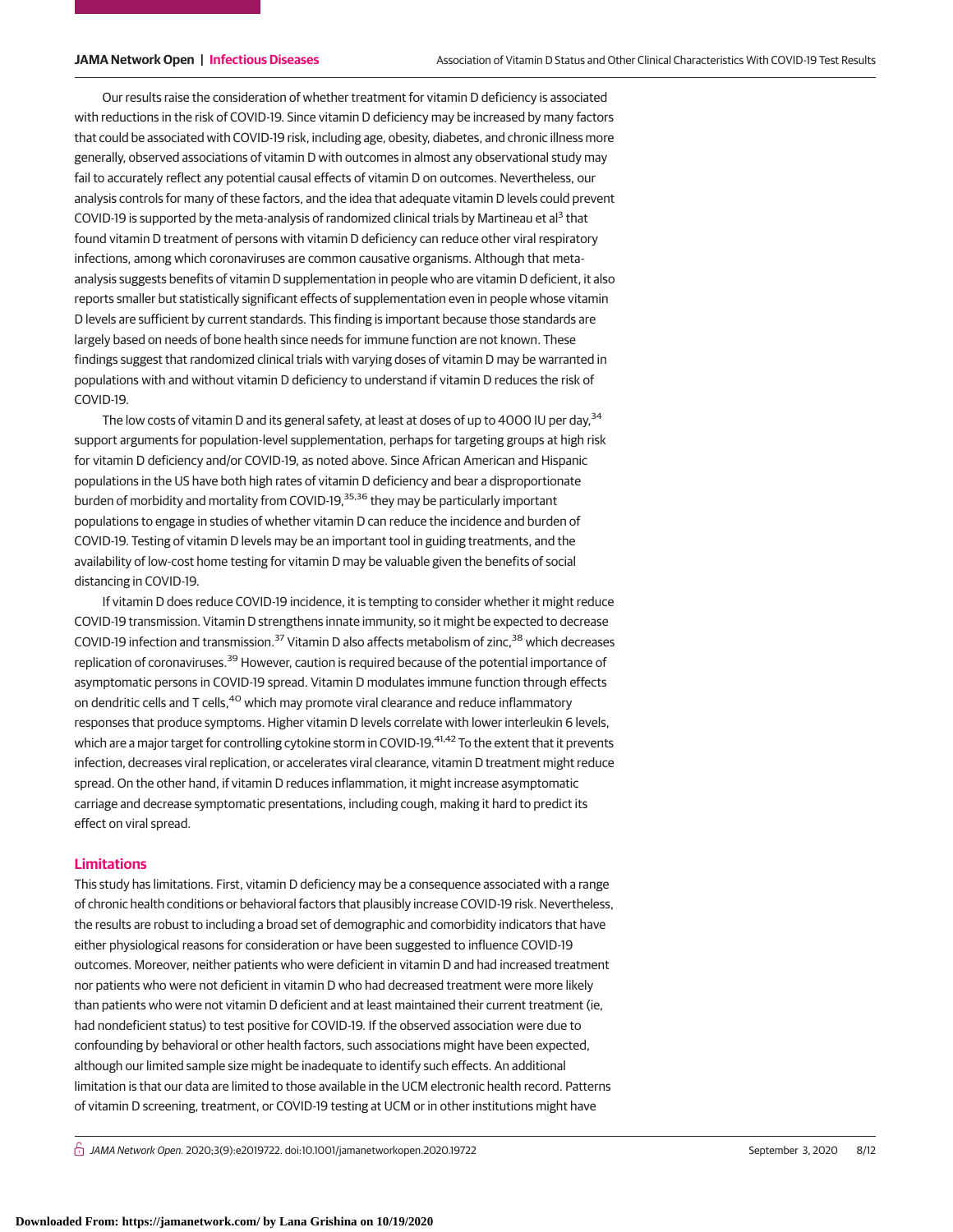Our results raise the consideration of whether treatment for vitamin D deficiency is associated with reductions in the risk of COVID-19. Since vitamin D deficiency may be increased by many factors that could be associated with COVID-19 risk, including age, obesity, diabetes, and chronic illness more generally, observed associations of vitamin D with outcomes in almost any observational study may fail to accurately reflect any potential causal effects of vitamin D on outcomes. Nevertheless, our analysis controls for many of these factors, and the idea that adequate vitamin D levels could prevent COVID-19 is supported by the meta-analysis of randomized clinical trials by Martineau et al[3] that found vitamin D treatment of persons with vitamin D deficiency can reduce other viral respiratory infections, among which coronaviruses are common causative organisms. Although that meta-analysis suggests benefits of vitamin D supplementation in people who are vitamin D deficient, it also reports smaller but statistically significant effects of supplementation even in people whose vitamin D levels are sufficient by current standards. This finding is important because those standards are largely based on needs of bone health since needs for immune function are not known. These findings suggest that randomized clinical trials with varying doses of vitamin D may be warranted in populations with and without vitamin D deficiency to understand if vitamin D reduces the risk of COVID-19.

The low costs of vitamin D and its general safety, at least at doses of up to 4000 IU per day,[34] support arguments for population-level supplementation, perhaps for targeting groups at high risk for vitamin D deficiency and/or COVID-19, as noted above. Since African American and Hispanic populations in the US have both high rates of vitamin D deficiency and bear a disproportionate burden of morbidity and mortality from COVID-19,[35,36] they may be particularly important populations to engage in studies of whether vitamin D can reduce the incidence and burden of COVID-19. Testing of vitamin D levels may be an important tool in guiding treatments, and the availability of low-cost home testing for vitamin D may be valuable given the benefits of social distancing in COVID-19.

If vitamin D does reduce COVID-19 incidence, it is tempting to consider whether it might reduce COVID-19 transmission. Vitamin D strengthens innate immunity, so it might be expected to decrease COVID-19 infection and transmission.[37] Vitamin D also affects metabolism of zinc,[38] which decreases replication of coronaviruses.[39] However, caution is required because of the potential importance of asymptomatic persons in COVID-19 spread. Vitamin D modulates immune function through effects on dendritic cells and T cells,[40] which may promote viral clearance and reduce inflammatory responses that produce symptoms. Higher vitamin D levels correlate with lower interleukin 6 levels, which are a major target for controlling cytokine storm in COVID-19.[41,42] To the extent that it prevents infection, decreases viral replication, or accelerates viral clearance, vitamin D treatment might reduce spread. On the other hand, if vitamin D reduces inflammation, it might increase asymptomatic carriage and decrease symptomatic presentations, including cough, making it hard to predict its effect on viral spread.

## Limitations

This study has limitations. First, vitamin D deficiency may be a consequence associated with a range of chronic health conditions or behavioral factors that plausibly increase COVID-19 risk. Nevertheless, the results are robust to including a broad set of demographic and comorbidity indicators that have either physiological reasons for consideration or have been suggested to influence COVID-19 outcomes. Moreover, neither patients who were deficient in vitamin D and had increased treatment nor patients who were not deficient in vitamin D who had decreased treatment were more likely than patients who were not vitamin D deficient and at least maintained their current treatment (ie, had nondeficient status) to test positive for COVID-19. If the observed association were due to confounding by behavioral or other health factors, such associations might have been expected, although our limited sample size might be inadequate to identify such effects. An additional limitation is that our data are limited to those available in the UCM electronic health record. Patterns of vitamin D screening, treatment, or COVID-19 testing at UCM or in other institutions might have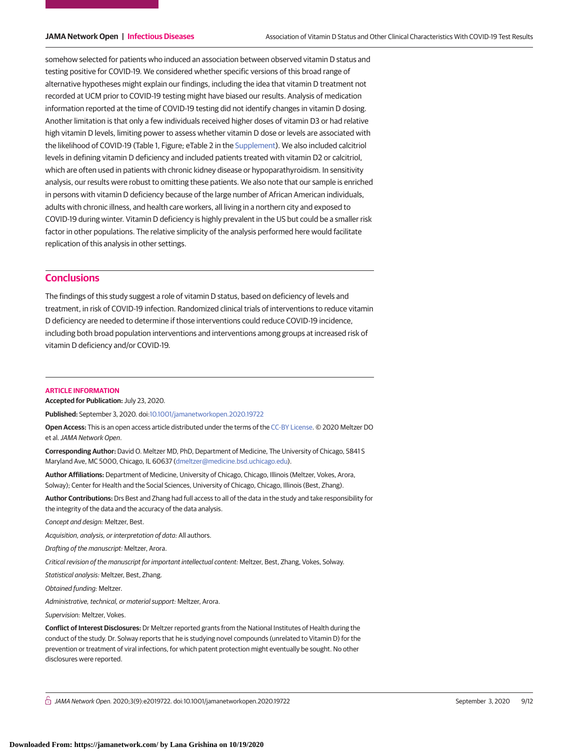somehow selected for patients who induced an association between observed vitamin D status and testing positive for COVID-19. We considered whether specific versions of this broad range of alternative hypotheses might explain our findings, including the idea that vitamin D treatment not recorded at UCM prior to COVID-19 testing might have biased our results. Analysis of medication information reported at the time of COVID-19 testing did not identify changes in vitamin D dosing. Another limitation is that only a few individuals received higher doses of vitamin D3 or had relative high vitamin D levels, limiting power to assess whether vitamin D dose or levels are associated with the likelihood of COVID-19 (Table 1, Figure; eTable 2 in the Supplement). We also included calcitriol levels in defining vitamin D deficiency and included patients treated with vitamin D2 or calcitriol, which are often used in patients with chronic kidney disease or hypoparathyroidism. In sensitivity analysis, our results were robust to omitting these patients. We also note that our sample is enriched in persons with vitamin D deficiency because of the large number of African American individuals, adults with chronic illness, and health care workers, all living in a northern city and exposed to COVID-19 during winter. Vitamin D deficiency is highly prevalent in the US but could be a smaller risk factor in other populations. The relative simplicity of the analysis performed here would facilitate replication of this analysis in other settings.

## Conclusions

The findings of this study suggest a role of vitamin D status, based on deficiency of levels and treatment, in risk of COVID-19 infection. Randomized clinical trials of interventions to reduce vitamin D deficiency are needed to determine if those interventions could reduce COVID-19 incidence, including both broad population interventions and interventions among groups at increased risk of vitamin D deficiency and/or COVID-19.

### ARTICLE INFORMATION

**Accepted for Publication:** July 23, 2020.

**Published:** September 3, 2020. doi:10.1001/jamanetworkopen.2020.19722

**Open Access:** This is an open access article distributed under the terms of the CC-BY License. © 2020 Meltzer DO et al. *JAMA Network Open*.

**Corresponding Author:** David O. Meltzer MD, PhD, Department of Medicine, The University of Chicago, 5841 S Maryland Ave, MC 5000, Chicago, IL 60637 (dmeltzer@medicine.bsd.uchicago.edu).

**Author Affiliations:** Department of Medicine, University of Chicago, Chicago, Illinois (Meltzer, Vokes, Arora, Solway); Center for Health and the Social Sciences, University of Chicago, Chicago, Illinois (Best, Zhang).

**Author Contributions:** Drs Best and Zhang had full access to all of the data in the study and take responsibility for the integrity of the data and the accuracy of the data analysis.

*Concept and design:* Meltzer, Best.

*Acquisition, analysis, or interpretation of data:* All authors.

*Drafting of the manuscript:* Meltzer, Arora.

*Critical revision of the manuscript for important intellectual content:* Meltzer, Best, Zhang, Vokes, Solway.

*Statistical analysis:* Meltzer, Best, Zhang.

*Obtained funding:* Meltzer.

*Administrative, technical, or material support:* Meltzer, Arora.

*Supervision:* Meltzer, Vokes.

**Conflict of Interest Disclosures:** Dr Meltzer reported grants from the National Institutes of Health during the conduct of the study. Dr. Solway reports that he is studying novel compounds (unrelated to Vitamin D) for the prevention or treatment of viral infections, for which patent protection might eventually be sought. No other disclosures were reported.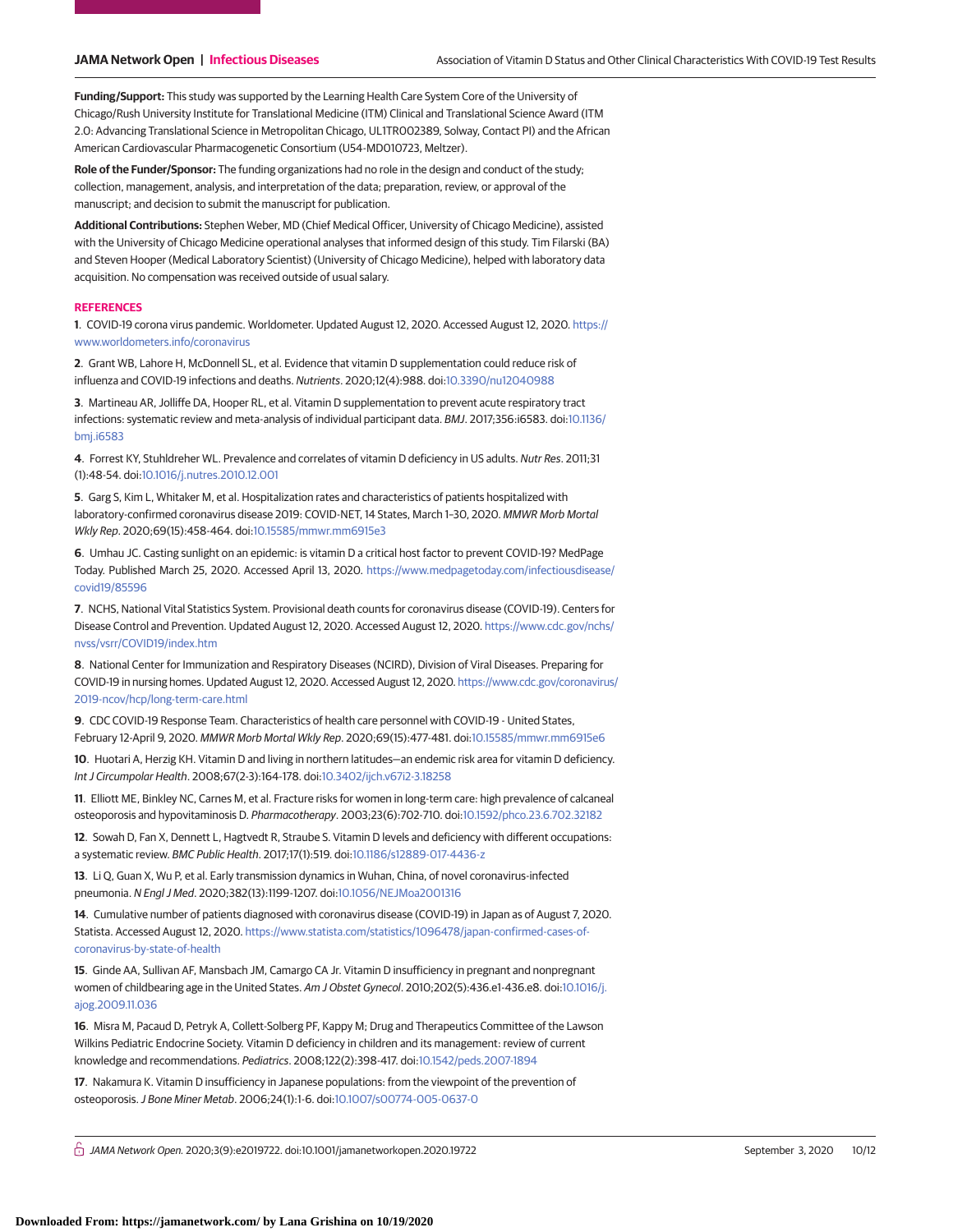**Funding/Support:** This study was supported by the Learning Health Care System Core of the University of Chicago/Rush University Institute for Translational Medicine (ITM) Clinical and Translational Science Award (ITM 2.0: Advancing Translational Science in Metropolitan Chicago, UL1TR002389, Solway, Contact PI) and the African American Cardiovascular Pharmacogenetic Consortium (U54-MD010723, Meltzer).

**Role of the Funder/Sponsor:** The funding organizations had no role in the design and conduct of the study; collection, management, analysis, and interpretation of the data; preparation, review, or approval of the manuscript; and decision to submit the manuscript for publication.

**Additional Contributions:** Stephen Weber, MD (Chief Medical Officer, University of Chicago Medicine), assisted with the University of Chicago Medicine operational analyses that informed design of this study. Tim Filarski (BA) and Steven Hooper (Medical Laboratory Scientist) (University of Chicago Medicine), helped with laboratory data acquisition. No compensation was received outside of usual salary.

## REFERENCES

**1**. COVID-19 corona virus pandemic. Worldometer. Updated August 12, 2020. Accessed August 12, 2020. https://www.worldometers.info/coronavirus

**2**. Grant WB, Lahore H, McDonnell SL, et al. Evidence that vitamin D supplementation could reduce risk of influenza and COVID-19 infections and deaths. *Nutrients*. 2020;12(4):988. doi:10.3390/nu12040988

**3**. Martineau AR, Jolliffe DA, Hooper RL, et al. Vitamin D supplementation to prevent acute respiratory tract infections: systematic review and meta-analysis of individual participant data. *BMJ*. 2017;356:i6583. doi:10.1136/bmj.i6583

**4**. Forrest KY, Stuhldreher WL. Prevalence and correlates of vitamin D deficiency in US adults. *Nutr Res*. 2011;31(1):48-54. doi:10.1016/j.nutres.2010.12.001

**5**. Garg S, Kim L, Whitaker M, et al. Hospitalization rates and characteristics of patients hospitalized with laboratory-confirmed coronavirus disease 2019: COVID-NET, 14 States, March 1–30, 2020. *MMWR Morb Mortal Wkly Rep*. 2020;69(15):458-464. doi:10.15585/mmwr.mm6915e3

**6**. Umhau JC. Casting sunlight on an epidemic: is vitamin D a critical host factor to prevent COVID-19? MedPage Today. Published March 25, 2020. Accessed April 13, 2020. https://www.medpagetoday.com/infectiousdisease/covid19/85596

**7**. NCHS, National Vital Statistics System. Provisional death counts for coronavirus disease (COVID-19). Centers for Disease Control and Prevention. Updated August 12, 2020. Accessed August 12, 2020. https://www.cdc.gov/nchs/nvss/vsrr/COVID19/index.htm

**8**. National Center for Immunization and Respiratory Diseases (NCIRD), Division of Viral Diseases. Preparing for COVID-19 in nursing homes. Updated August 12, 2020. Accessed August 12, 2020. https://www.cdc.gov/coronavirus/2019-ncov/hcp/long-term-care.html

**9**. CDC COVID-19 Response Team. Characteristics of health care personnel with COVID-19 - United States, February 12-April 9, 2020. *MMWR Morb Mortal Wkly Rep*. 2020;69(15):477-481. doi:10.15585/mmwr.mm6915e6

**10**. Huotari A, Herzig KH. Vitamin D and living in northern latitudes—an endemic risk area for vitamin D deficiency. *Int J Circumpolar Health*. 2008;67(2-3):164-178. doi:10.3402/ijch.v67i2-3.18258

**11**. Elliott ME, Binkley NC, Carnes M, et al. Fracture risks for women in long-term care: high prevalence of calcaneal osteoporosis and hypovitaminosis D. *Pharmacotherapy*. 2003;23(6):702-710. doi:10.1592/phco.23.6.702.32182

**12**. Sowah D, Fan X, Dennett L, Hagtvedt R, Straube S. Vitamin D levels and deficiency with different occupations: a systematic review. *BMC Public Health*. 2017;17(1):519. doi:10.1186/s12889-017-4436-z

**13**. Li Q, Guan X, Wu P, et al. Early transmission dynamics in Wuhan, China, of novel coronavirus-infected pneumonia. *N Engl J Med*. 2020;382(13):1199-1207. doi:10.1056/NEJMoa2001316

**14**. Cumulative number of patients diagnosed with coronavirus disease (COVID-19) in Japan as of August 7, 2020. Statista. Accessed August 12, 2020. https://www.statista.com/statistics/1096478/japan-confirmed-cases-of-coronavirus-by-state-of-health

**15**. Ginde AA, Sullivan AF, Mansbach JM, Camargo CA Jr. Vitamin D insufficiency in pregnant and nonpregnant women of childbearing age in the United States. *Am J Obstet Gynecol*. 2010;202(5):436.e1-436.e8. doi:10.1016/j.ajog.2009.11.036

**16**. Misra M, Pacaud D, Petryk A, Collett-Solberg PF, Kappy M; Drug and Therapeutics Committee of the Lawson Wilkins Pediatric Endocrine Society. Vitamin D deficiency in children and its management: review of current knowledge and recommendations. *Pediatrics*. 2008;122(2):398-417. doi:10.1542/peds.2007-1894

**17**. Nakamura K. Vitamin D insufficiency in Japanese populations: from the viewpoint of the prevention of osteoporosis. *J Bone Miner Metab*. 2006;24(1):1-6. doi:10.1007/s00774-005-0637-0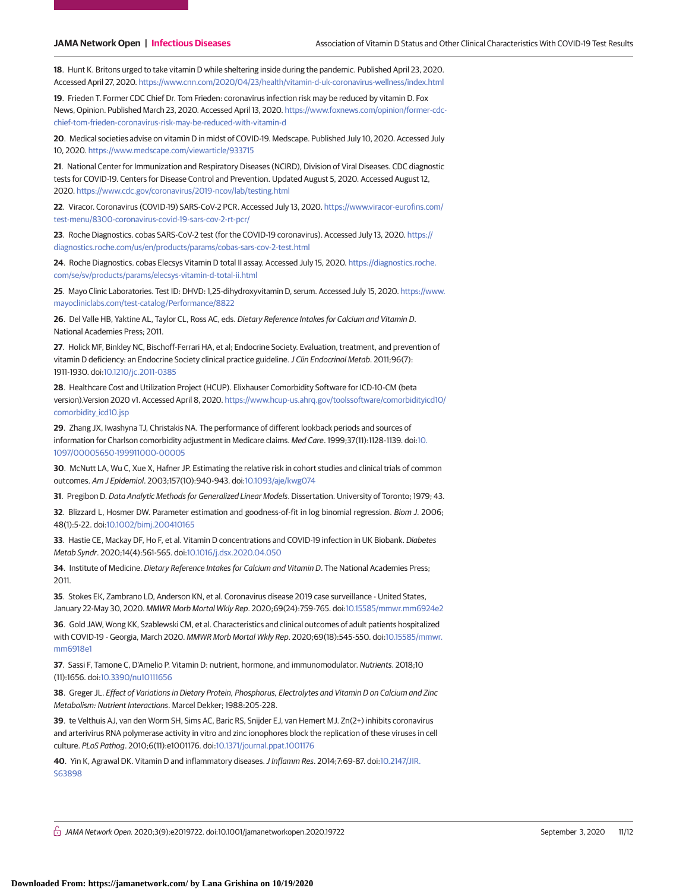18. Hunt K. Britons urged to take vitamin D while sheltering inside during the pandemic. Published April 23, 2020. Accessed April 27, 2020. https://www.cnn.com/2020/04/23/health/vitamin-d-uk-coronavirus-wellness/index.html

19. Frieden T. Former CDC Chief Dr. Tom Frieden: coronavirus infection risk may be reduced by vitamin D. Fox News, Opinion. Published March 23, 2020. Accessed April 13, 2020. https://www.foxnews.com/opinion/former-cdc-chief-tom-frieden-coronavirus-risk-may-be-reduced-with-vitamin-d

20. Medical societies advise on vitamin D in midst of COVID-19. Medscape. Published July 10, 2020. Accessed July 10, 2020. https://www.medscape.com/viewarticle/933715

21. National Center for Immunization and Respiratory Diseases (NCIRD), Division of Viral Diseases. CDC diagnostic tests for COVID-19. Centers for Disease Control and Prevention. Updated August 5, 2020. Accessed August 12, 2020. https://www.cdc.gov/coronavirus/2019-ncov/lab/testing.html

22. Viracor. Coronavirus (COVID-19) SARS-CoV-2 PCR. Accessed July 13, 2020. https://www.viracor-eurofins.com/test-menu/8300-coronavirus-covid-19-sars-cov-2-rt-pcr/

23. Roche Diagnostics. cobas SARS-CoV-2 test (for the COVID-19 coronavirus). Accessed July 13, 2020. https://diagnostics.roche.com/us/en/products/params/cobas-sars-cov-2-test.html

24. Roche Diagnostics. cobas Elecsys Vitamin D total II assay. Accessed July 15, 2020. https://diagnostics.roche.com/se/sv/products/params/elecsys-vitamin-d-total-ii.html

25. Mayo Clinic Laboratories. Test ID: DHVD: 1,25-dihydroxyvitamin D, serum. Accessed July 15, 2020. https://www.mayocliniclabs.com/test-catalog/Performance/8822

26. Del Valle HB, Yaktine AL, Taylor CL, Ross AC, eds. *Dietary Reference Intakes for Calcium and Vitamin D*. National Academies Press; 2011.

27. Holick MF, Binkley NC, Bischoff-Ferrari HA, et al; Endocrine Society. Evaluation, treatment, and prevention of vitamin D deficiency: an Endocrine Society clinical practice guideline. *J Clin Endocrinol Metab*. 2011;96(7):1911-1930. doi:10.1210/jc.2011-0385

28. Healthcare Cost and Utilization Project (HCUP). Elixhauser Comorbidity Software for ICD-10-CM (beta version).Version 2020 v1. Accessed April 8, 2020. https://www.hcup-us.ahrq.gov/toolssoftware/comorbidityicd10/comorbidity_icd10.jsp

29. Zhang JX, Iwashyna TJ, Christakis NA. The performance of different lookback periods and sources of information for Charlson comorbidity adjustment in Medicare claims. *Med Care*. 1999;37(11):1128-1139. doi:10.1097/00005650-199911000-00005

30. McNutt LA, Wu C, Xue X, Hafner JP. Estimating the relative risk in cohort studies and clinical trials of common outcomes. *Am J Epidemiol*. 2003;157(10):940-943. doi:10.1093/aje/kwg074

31. Pregibon D. *Data Analytic Methods for Generalized Linear Models*. Dissertation. University of Toronto; 1979; 43.

32. Blizzard L, Hosmer DW. Parameter estimation and goodness-of-fit in log binomial regression. *Biom J*. 2006;48(1):5-22. doi:10.1002/bimj.200410165

33. Hastie CE, Mackay DF, Ho F, et al. Vitamin D concentrations and COVID-19 infection in UK Biobank. *Diabetes Metab Syndr*. 2020;14(4):561-565. doi:10.1016/j.dsx.2020.04.050

34. Institute of Medicine. *Dietary Reference Intakes for Calcium and Vitamin D*. The National Academies Press; 2011.

35. Stokes EK, Zambrano LD, Anderson KN, et al. Coronavirus disease 2019 case surveillance - United States, January 22-May 30, 2020. *MMWR Morb Mortal Wkly Rep*. 2020;69(24):759-765. doi:10.15585/mmwr.mm6924e2

36. Gold JAW, Wong KK, Szablewski CM, et al. Characteristics and clinical outcomes of adult patients hospitalized with COVID-19 - Georgia, March 2020. *MMWR Morb Mortal Wkly Rep*. 2020;69(18):545-550. doi:10.15585/mmwr.mm6918e1

37. Sassi F, Tamone C, D'Amelio P. Vitamin D: nutrient, hormone, and immunomodulator. *Nutrients*. 2018;10(11):1656. doi:10.3390/nu10111656

38. Greger JL. *Effect of Variations in Dietary Protein, Phosphorus, Electrolytes and Vitamin D on Calcium and Zinc Metabolism: Nutrient Interactions*. Marcel Dekker; 1988:205-228.

39. te Velthuis AJ, van den Worm SH, Sims AC, Baric RS, Snijder EJ, van Hemert MJ. Zn(2+) inhibits coronavirus and arterivirus RNA polymerase activity in vitro and zinc ionophores block the replication of these viruses in cell culture. *PLoS Pathog*. 2010;6(11):e1001176. doi:10.1371/journal.ppat.1001176

40. Yin K, Agrawal DK. Vitamin D and inflammatory diseases. *J Inflamm Res*. 2014;7:69-87. doi:10.2147/JIR.S63898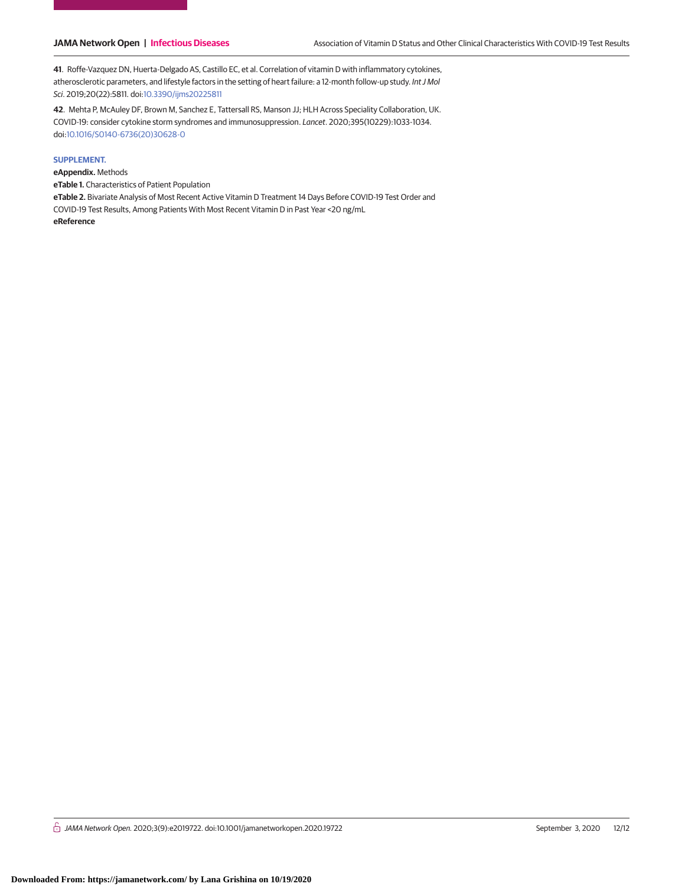**41**. Roffe-Vazquez DN, Huerta-Delgado AS, Castillo EC, et al. Correlation of vitamin D with inflammatory cytokines, atherosclerotic parameters, and lifestyle factors in the setting of heart failure: a 12-month follow-up study. *Int J Mol Sci*. 2019;20(22):5811. doi:10.3390/ijms20225811

**42**. Mehta P, McAuley DF, Brown M, Sanchez E, Tattersall RS, Manson JJ; HLH Across Speciality Collaboration, UK. COVID-19: consider cytokine storm syndromes and immunosuppression. *Lancet*. 2020;395(10229):1033-1034. doi:10.1016/S0140-6736(20)30628-0

**SUPPLEMENT.**

**eAppendix.** Methods

**eTable 1.** Characteristics of Patient Population

**eTable 2.** Bivariate Analysis of Most Recent Active Vitamin D Treatment 14 Days Before COVID-19 Test Order and COVID-19 Test Results, Among Patients With Most Recent Vitamin D in Past Year <20 ng/mL

**eReference**